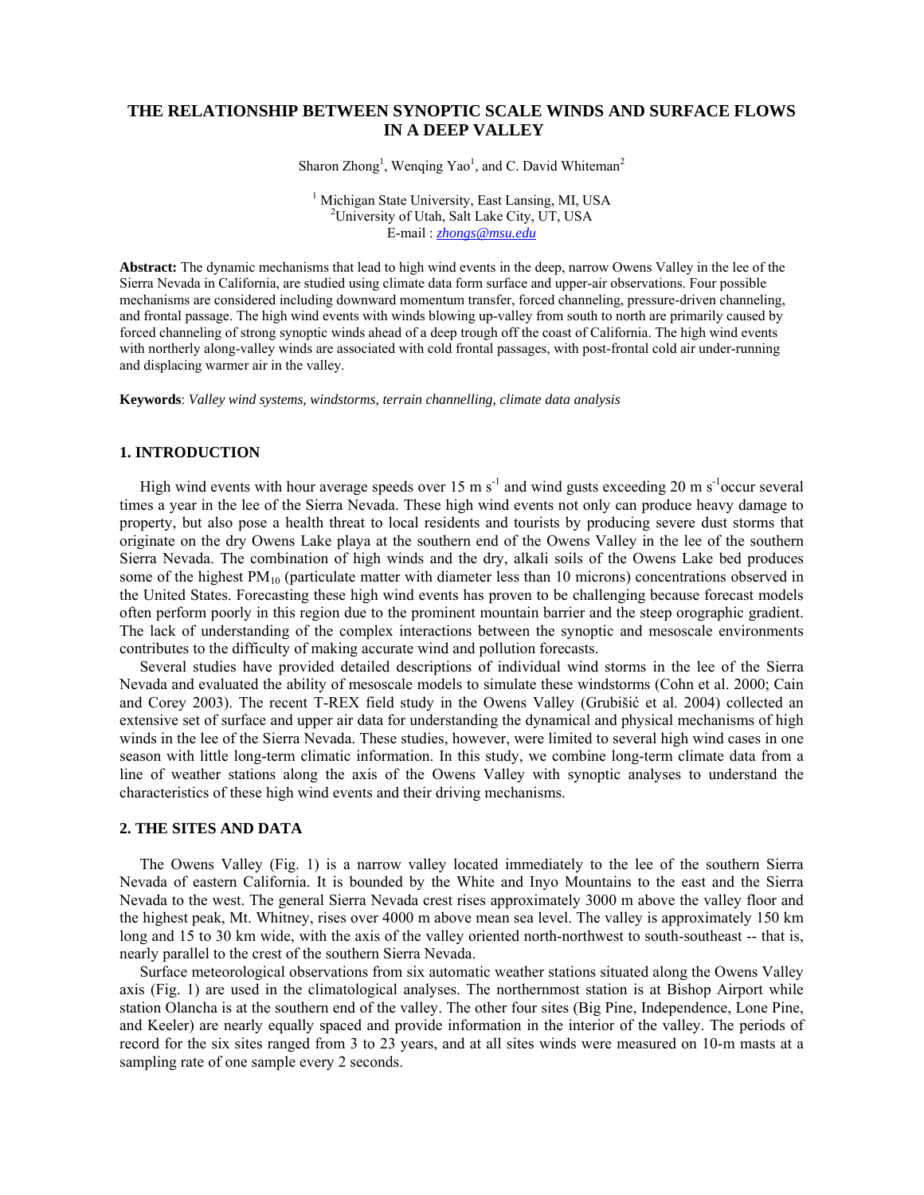# THE RELATIONSHIP BETWEEN SYNOPTIC SCALE WINDS AND SURFACE FLOWS IN A DEEP VALLEY

Sharon Zhong[1], Wenqing Yao[1], and C. David Whiteman[2]

[1] Michigan State University, East Lansing, MI, USA
[2]University of Utah, Salt Lake City, UT, USA
E-mail : *zhongs@msu.edu*

**Abstract:** The dynamic mechanisms that lead to high wind events in the deep, narrow Owens Valley in the lee of the Sierra Nevada in California, are studied using climate data form surface and upper-air observations. Four possible mechanisms are considered including downward momentum transfer, forced channeling, pressure-driven channeling, and frontal passage. The high wind events with winds blowing up-valley from south to north are primarily caused by forced channeling of strong synoptic winds ahead of a deep trough off the coast of California. The high wind events with northerly along-valley winds are associated with cold frontal passages, with post-frontal cold air under-running and displacing warmer air in the valley.

**Keywords**: *Valley wind systems, windstorms, terrain channelling, climate data analysis*

## 1. INTRODUCTION

High wind events with hour average speeds over 15 m $s^{-1}$ and wind gusts exceeding 20 m $s^{-1}$occur several times a year in the lee of the Sierra Nevada. These high wind events not only can produce heavy damage to property, but also pose a health threat to local residents and tourists by producing severe dust storms that originate on the dry Owens Lake playa at the southern end of the Owens Valley in the lee of the southern Sierra Nevada. The combination of high winds and the dry, alkali soils of the Owens Lake bed produces some of the highest $PM_{10}$ (particulate matter with diameter less than 10 microns) concentrations observed in the United States. Forecasting these high wind events has proven to be challenging because forecast models often perform poorly in this region due to the prominent mountain barrier and the steep orographic gradient. The lack of understanding of the complex interactions between the synoptic and mesoscale environments contributes to the difficulty of making accurate wind and pollution forecasts.

Several studies have provided detailed descriptions of individual wind storms in the lee of the Sierra Nevada and evaluated the ability of mesoscale models to simulate these windstorms (Cohn et al. 2000; Cain and Corey 2003). The recent T-REX field study in the Owens Valley (Grubišić et al. 2004) collected an extensive set of surface and upper air data for understanding the dynamical and physical mechanisms of high winds in the lee of the Sierra Nevada. These studies, however, were limited to several high wind cases in one season with little long-term climatic information. In this study, we combine long-term climate data from a line of weather stations along the axis of the Owens Valley with synoptic analyses to understand the characteristics of these high wind events and their driving mechanisms.

## 2. THE SITES AND DATA

The Owens Valley (Fig. 1) is a narrow valley located immediately to the lee of the southern Sierra Nevada of eastern California. It is bounded by the White and Inyo Mountains to the east and the Sierra Nevada to the west. The general Sierra Nevada crest rises approximately 3000 m above the valley floor and the highest peak, Mt. Whitney, rises over 4000 m above mean sea level. The valley is approximately 150 km long and 15 to 30 km wide, with the axis of the valley oriented north-northwest to south-southeast -- that is, nearly parallel to the crest of the southern Sierra Nevada.

Surface meteorological observations from six automatic weather stations situated along the Owens Valley axis (Fig. 1) are used in the climatological analyses. The northernmost station is at Bishop Airport while station Olancha is at the southern end of the valley. The other four sites (Big Pine, Independence, Lone Pine, and Keeler) are nearly equally spaced and provide information in the interior of the valley. The periods of record for the six sites ranged from 3 to 23 years, and at all sites winds were measured on 10-m masts at a sampling rate of one sample every 2 seconds.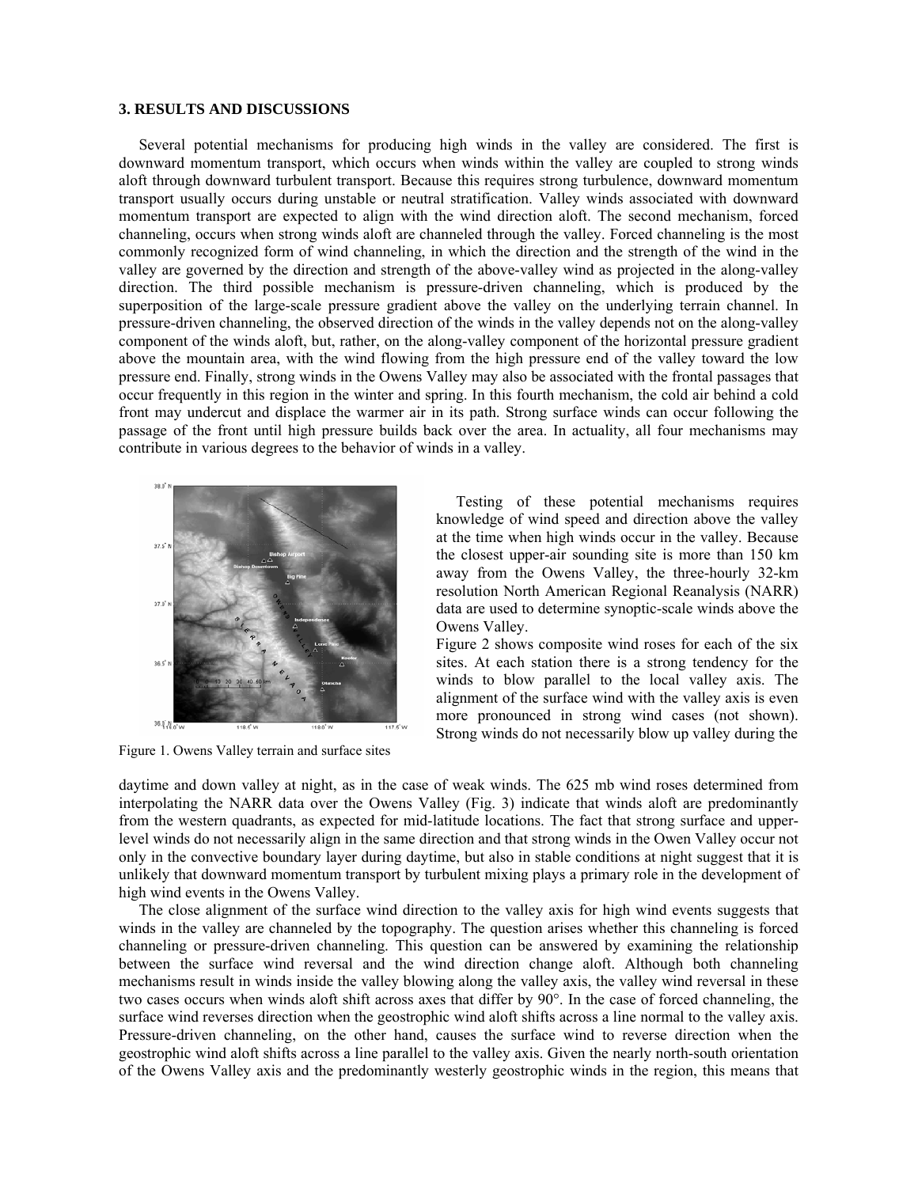### 3. RESULTS AND DISCUSSIONS

Several potential mechanisms for producing high winds in the valley are considered. The first is downward momentum transport, which occurs when winds within the valley are coupled to strong winds aloft through downward turbulent transport. Because this requires strong turbulence, downward momentum transport usually occurs during unstable or neutral stratification. Valley winds associated with downward momentum transport are expected to align with the wind direction aloft. The second mechanism, forced channeling, occurs when strong winds aloft are channeled through the valley. Forced channeling is the most commonly recognized form of wind channeling, in which the direction and the strength of the wind in the valley are governed by the direction and strength of the above-valley wind as projected in the along-valley direction. The third possible mechanism is pressure-driven channeling, which is produced by the superposition of the large-scale pressure gradient above the valley on the underlying terrain channel. In pressure-driven channeling, the observed direction of the winds in the valley depends not on the along-valley component of the winds aloft, but, rather, on the along-valley component of the horizontal pressure gradient above the mountain area, with the wind flowing from the high pressure end of the valley toward the low pressure end. Finally, strong winds in the Owens Valley may also be associated with the frontal passages that occur frequently in this region in the winter and spring. In this fourth mechanism, the cold air behind a cold front may undercut and displace the warmer air in its path. Strong surface winds can occur following the passage of the front until high pressure builds back over the area. In actuality, all four mechanisms may contribute in various degrees to the behavior of winds in a valley.

Figure 1. Owens Valley terrain and surface sites

Testing of these potential mechanisms requires knowledge of wind speed and direction above the valley at the time when high winds occur in the valley. Because the closest upper-air sounding site is more than 150 km away from the Owens Valley, the three-hourly 32-km resolution North American Regional Reanalysis (NARR) data are used to determine synoptic-scale winds above the Owens Valley.

Figure 2 shows composite wind roses for each of the six sites. At each station there is a strong tendency for the winds to blow parallel to the local valley axis. The alignment of the surface wind with the valley axis is even more pronounced in strong wind cases (not shown). Strong winds do not necessarily blow up valley during the daytime and down valley at night, as in the case of weak winds. The 625 mb wind roses determined from interpolating the NARR data over the Owens Valley (Fig. 3) indicate that winds aloft are predominantly from the western quadrants, as expected for mid-latitude locations. The fact that strong surface and upper-level winds do not necessarily align in the same direction and that strong winds in the Owen Valley occur not only in the convective boundary layer during daytime, but also in stable conditions at night suggest that it is unlikely that downward momentum transport by turbulent mixing plays a primary role in the development of high wind events in the Owens Valley.

The close alignment of the surface wind direction to the valley axis for high wind events suggests that winds in the valley are channeled by the topography. The question arises whether this channeling is forced channeling or pressure-driven channeling. This question can be answered by examining the relationship between the surface wind reversal and the wind direction change aloft. Although both channeling mechanisms result in winds inside the valley blowing along the valley axis, the valley wind reversal in these two cases occurs when winds aloft shift across axes that differ by 90°. In the case of forced channeling, the surface wind reverses direction when the geostrophic wind aloft shifts across a line normal to the valley axis. Pressure-driven channeling, on the other hand, causes the surface wind to reverse direction when the geostrophic wind aloft shifts across a line parallel to the valley axis. Given the nearly north-south orientation of the Owens Valley axis and the predominantly westerly geostrophic winds in the region, this means that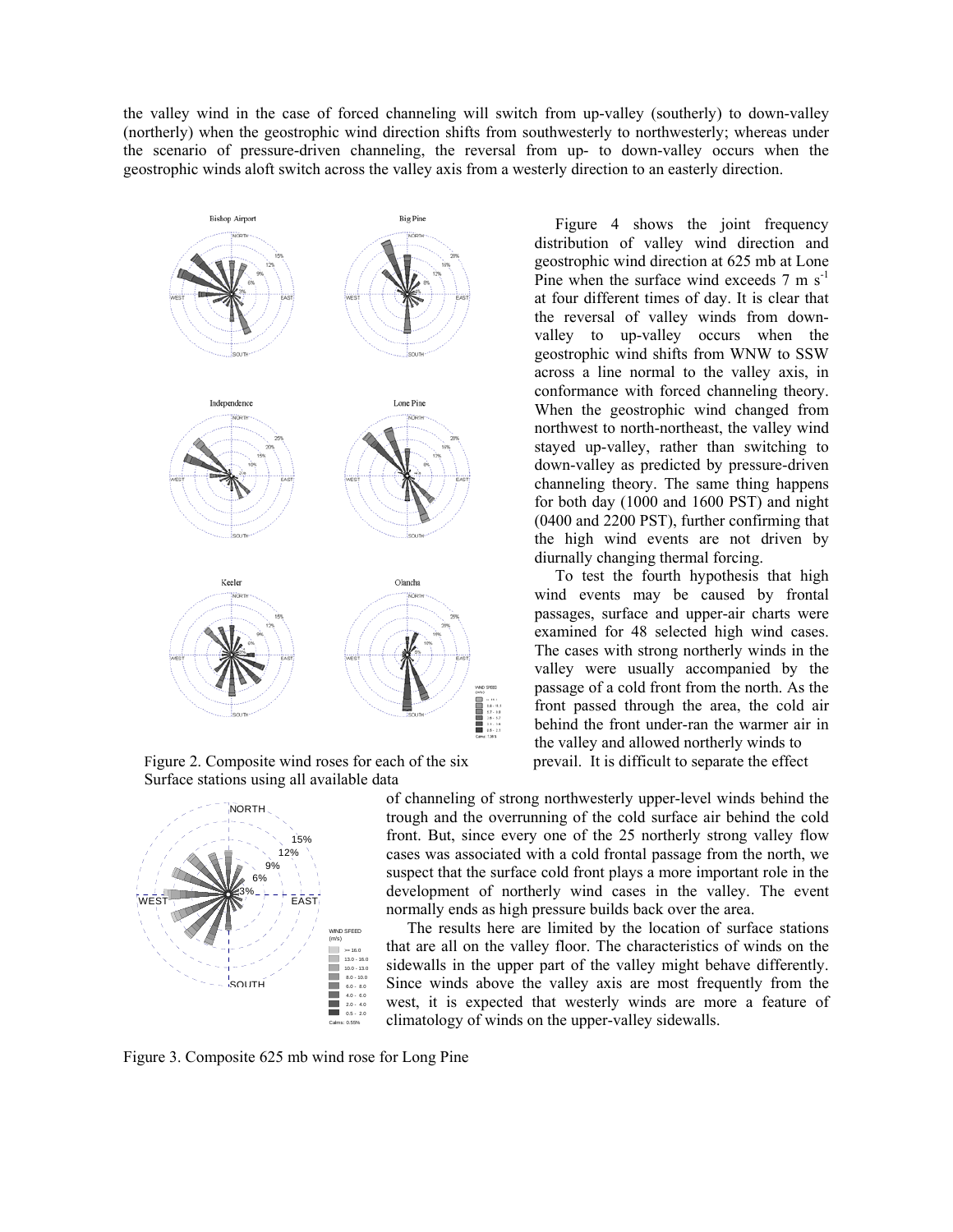the valley wind in the case of forced channeling will switch from up-valley (southerly) to down-valley (northerly) when the geostrophic wind direction shifts from southwesterly to northwesterly; whereas under the scenario of pressure-driven channeling, the reversal from up- to down-valley occurs when the geostrophic winds aloft switch across the valley axis from a westerly direction to an easterly direction.

Figure 2. Composite wind roses for each of the six Surface stations using all available data

Figure 4 shows the joint frequency distribution of valley wind direction and geostrophic wind direction at 625 mb at Lone Pine when the surface wind exceeds 7 m s$^{-1}$ at four different times of day. It is clear that the reversal of valley winds from down-valley to up-valley occurs when the geostrophic wind shifts from WNW to SSW across a line normal to the valley axis, in conformance with forced channeling theory. When the geostrophic wind changed from northwest to north-northeast, the valley wind stayed up-valley, rather than switching to down-valley as predicted by pressure-driven channeling theory. The same thing happens for both day (1000 and 1600 PST) and night (0400 and 2200 PST), further confirming that the high wind events are not driven by diurnally changing thermal forcing.

To test the fourth hypothesis that high wind events may be caused by frontal passages, surface and upper-air charts were examined for 48 selected high wind cases. The cases with strong northerly winds in the valley were usually accompanied by the passage of a cold front from the north. As the front passed through the area, the cold air behind the front under-ran the warmer air in the valley and allowed northerly winds to prevail. It is difficult to separate the effect of channeling of strong northwesterly upper-level winds behind the trough and the overrunning of the cold surface air behind the cold front. But, since every one of the 25 northerly strong valley flow cases was associated with a cold frontal passage from the north, we suspect that the surface cold front plays a more important role in the development of northerly wind cases in the valley. The event normally ends as high pressure builds back over the area.

The results here are limited by the location of surface stations that are all on the valley floor. The characteristics of winds on the sidewalls in the upper part of the valley might behave differently. Since winds above the valley axis are most frequently from the west, it is expected that westerly winds are more a feature of climatology of winds on the upper-valley sidewalls.

Figure 3. Composite 625 mb wind rose for Long Pine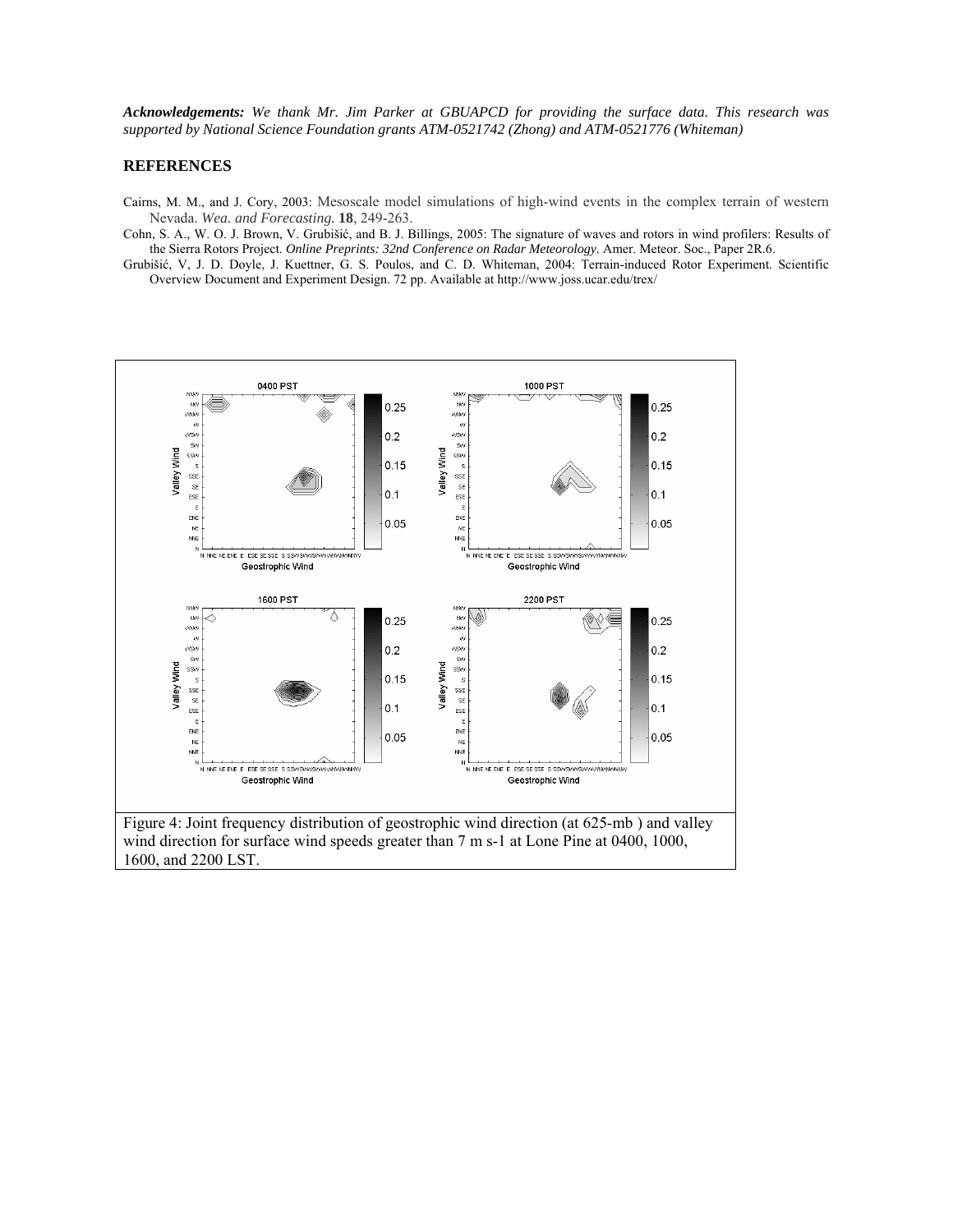***Acknowledgements:*** ***We thank Mr. Jim Parker at GBUAPCD for providing the surface data. This research was supported by National Science Foundation grants ATM-0521742 (Zhong) and ATM-0521776 (Whiteman)***

## REFERENCES

Cairns, M. M., and J. Cory, 2003: Mesoscale model simulations of high-wind events in the complex terrain of western Nevada. *Wea. and Forecasting.* **18**, 249-263.

Cohn, S. A., W. O. J. Brown, V. Grubišić, and B. J. Billings, 2005: The signature of waves and rotors in wind profilers: Results of the Sierra Rotors Project. *Online Preprints: 32nd Conference on Radar Meteorology*. Amer. Meteor. Soc., Paper 2R.6.

Grubišić, V, J. D. Doyle, J. Kuettner, G. S. Poulos, and C. D. Whiteman, 2004: Terrain-induced Rotor Experiment. Scientific Overview Document and Experiment Design. 72 pp. Available at http://www.joss.ucar.edu/trex/

0400 PST

1000 PST

1600 PST

2200 PST

Valley Wind

Geostrophic Wind

N NNE NE ENE E ESE SE SSE S SSW SW WSW W WNW NW NNW

0.25

0.2

0.15

0.1

0.05

Figure 4: Joint frequency distribution of geostrophic wind direction (at 625-mb ) and valley wind direction for surface wind speeds greater than 7 m s-1 at Lone Pine at 0400, 1000, 1600, and 2200 LST.